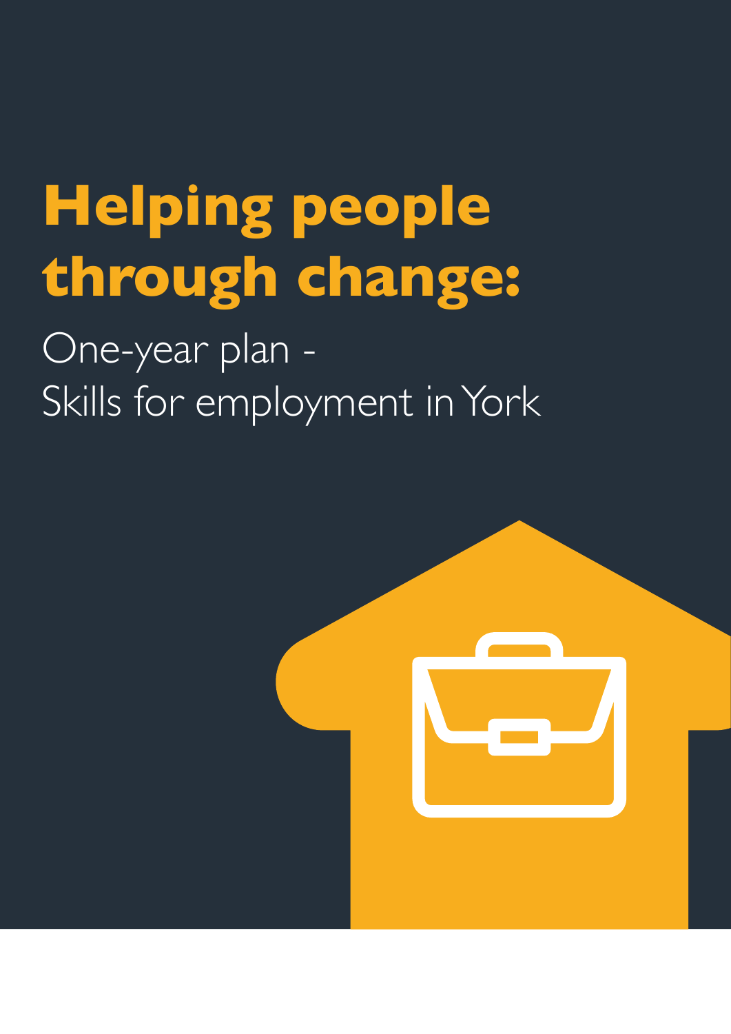# Helping people through change:

One-year plan -
Skills for employment in York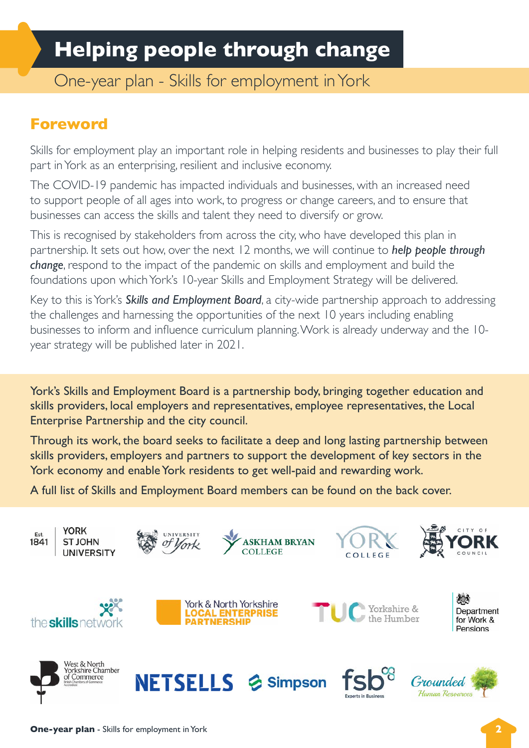# Helping people through change

One-year plan - Skills for employment in York

## Foreword

Skills for employment play an important role in helping residents and businesses to play their full part in York as an enterprising, resilient and inclusive economy.

The COVID-19 pandemic has impacted individuals and businesses, with an increased need to support people of all ages into work, to progress or change careers, and to ensure that businesses can access the skills and talent they need to diversify or grow.

This is recognised by stakeholders from across the city, who have developed this plan in partnership. It sets out how, over the next 12 months, we will continue to ***help people through change***, respond to the impact of the pandemic on skills and employment and build the foundations upon which York's 10-year Skills and Employment Strategy will be delivered.

Key to this is York's ***Skills and Employment Board***, a city-wide partnership approach to addressing the challenges and harnessing the opportunities of the next 10 years including enabling businesses to inform and influence curriculum planning. Work is already underway and the 10-year strategy will be published later in 2021.

York's Skills and Employment Board is a partnership body, bringing together education and skills providers, local employers and representatives, employee representatives, the Local Enterprise Partnership and the city council.

Through its work, the board seeks to facilitate a deep and long lasting partnership between skills providers, employers and partners to support the development of key sectors in the York economy and enable York residents to get well-paid and rewarding work.

A full list of Skills and Employment Board members can be found on the back cover.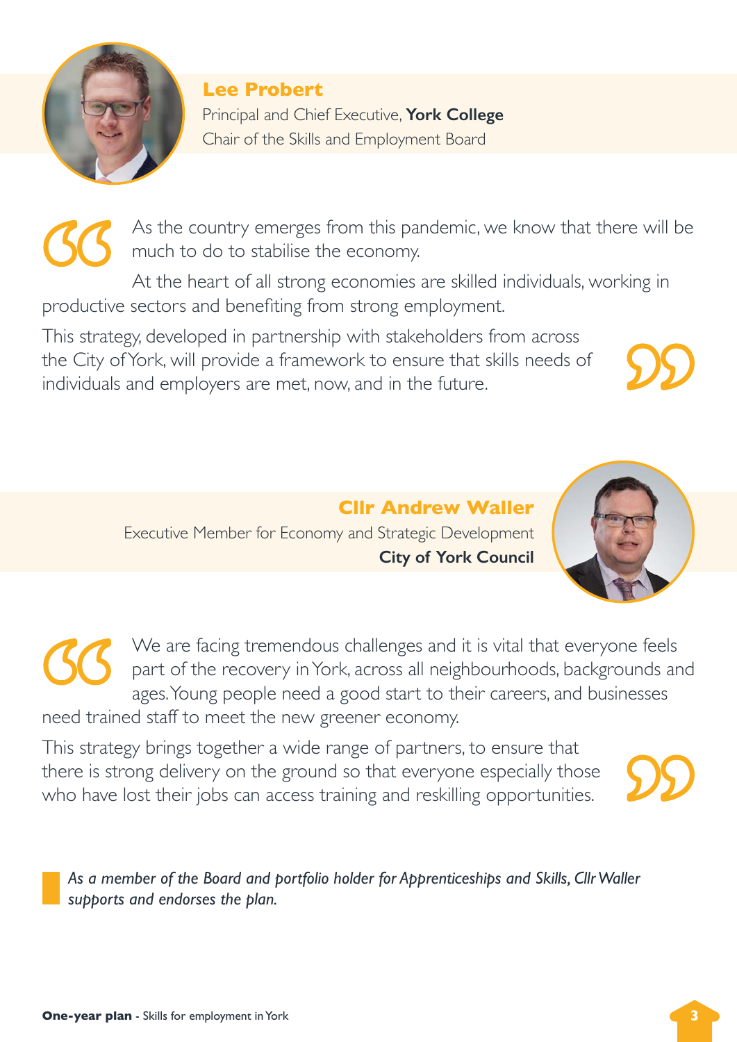## Lee Probert

Principal and Chief Executive, **York College**
Chair of the Skills and Employment Board

> As the country emerges from this pandemic, we know that there will be much to do to stabilise the economy.
>
> At the heart of all strong economies are skilled individuals, working in productive sectors and benefiting from strong employment.
>
> This strategy, developed in partnership with stakeholders from across the City of York, will provide a framework to ensure that skills needs of individuals and employers are met, now, and in the future.

## Cllr Andrew Waller

Executive Member for Economy and Strategic Development
**City of York Council**

> We are facing tremendous challenges and it is vital that everyone feels part of the recovery in York, across all neighbourhoods, backgrounds and ages. Young people need a good start to their careers, and businesses need trained staff to meet the new greener economy.
>
> This strategy brings together a wide range of partners, to ensure that there is strong delivery on the ground so that everyone especially those who have lost their jobs can access training and reskilling opportunities.

*As a member of the Board and portfolio holder for Apprenticeships and Skills, Cllr Waller supports and endorses the plan.*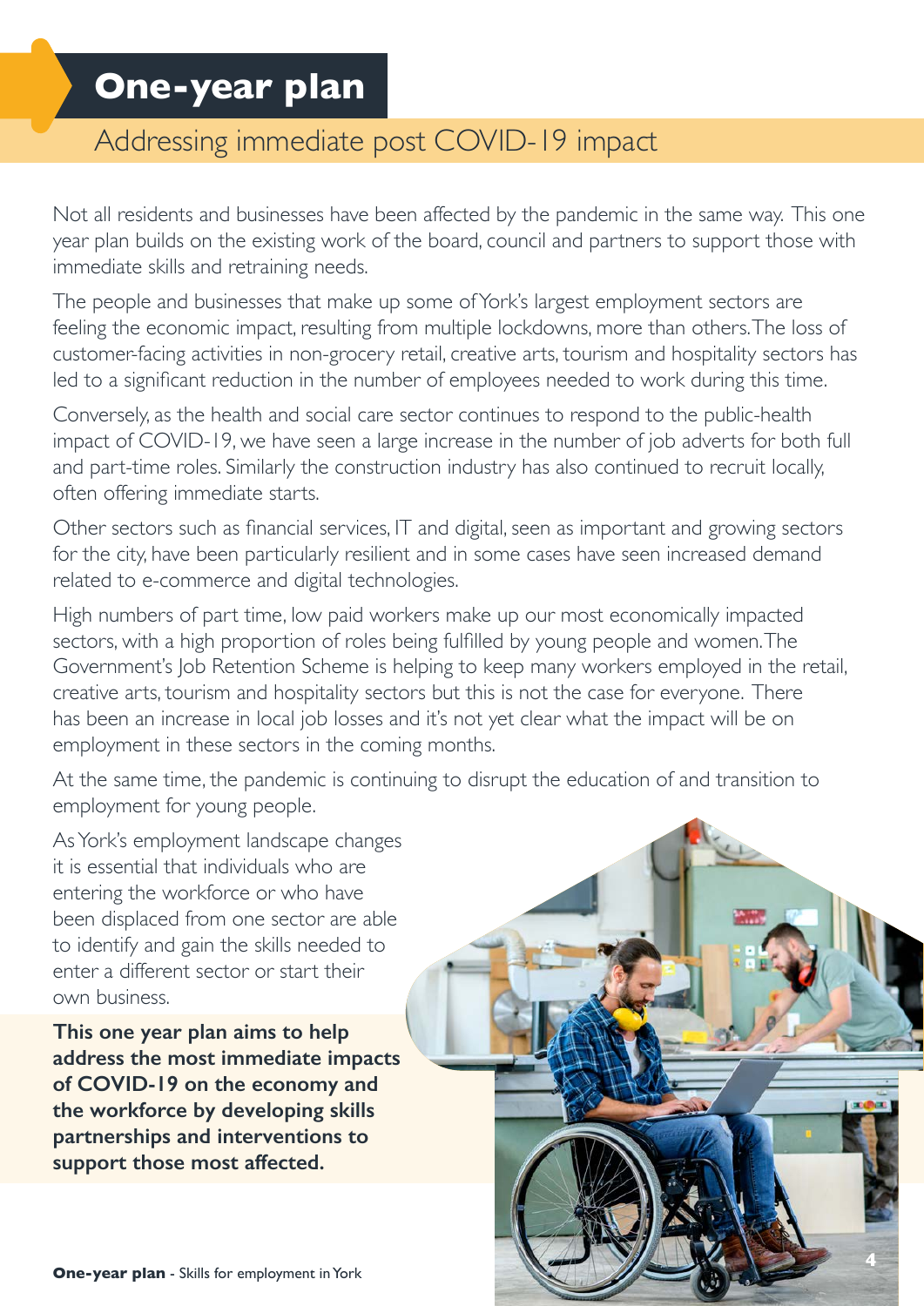# One-year plan

## Addressing immediate post COVID-19 impact

Not all residents and businesses have been affected by the pandemic in the same way. This one year plan builds on the existing work of the board, council and partners to support those with immediate skills and retraining needs.

The people and businesses that make up some of York's largest employment sectors are feeling the economic impact, resulting from multiple lockdowns, more than others. The loss of customer-facing activities in non-grocery retail, creative arts, tourism and hospitality sectors has led to a significant reduction in the number of employees needed to work during this time.

Conversely, as the health and social care sector continues to respond to the public-health impact of COVID-19, we have seen a large increase in the number of job adverts for both full and part-time roles. Similarly the construction industry has also continued to recruit locally, often offering immediate starts.

Other sectors such as financial services, IT and digital, seen as important and growing sectors for the city, have been particularly resilient and in some cases have seen increased demand related to e-commerce and digital technologies.

High numbers of part time, low paid workers make up our most economically impacted sectors, with a high proportion of roles being fulfilled by young people and women. The Government's Job Retention Scheme is helping to keep many workers employed in the retail, creative arts, tourism and hospitality sectors but this is not the case for everyone. There has been an increase in local job losses and it's not yet clear what the impact will be on employment in these sectors in the coming months.

At the same time, the pandemic is continuing to disrupt the education of and transition to employment for young people.

As York's employment landscape changes it is essential that individuals who are entering the workforce or who have been displaced from one sector are able to identify and gain the skills needed to enter a different sector or start their own business.

**This one year plan aims to help address the most immediate impacts of COVID-19 on the economy and the workforce by developing skills partnerships and interventions to support those most affected.**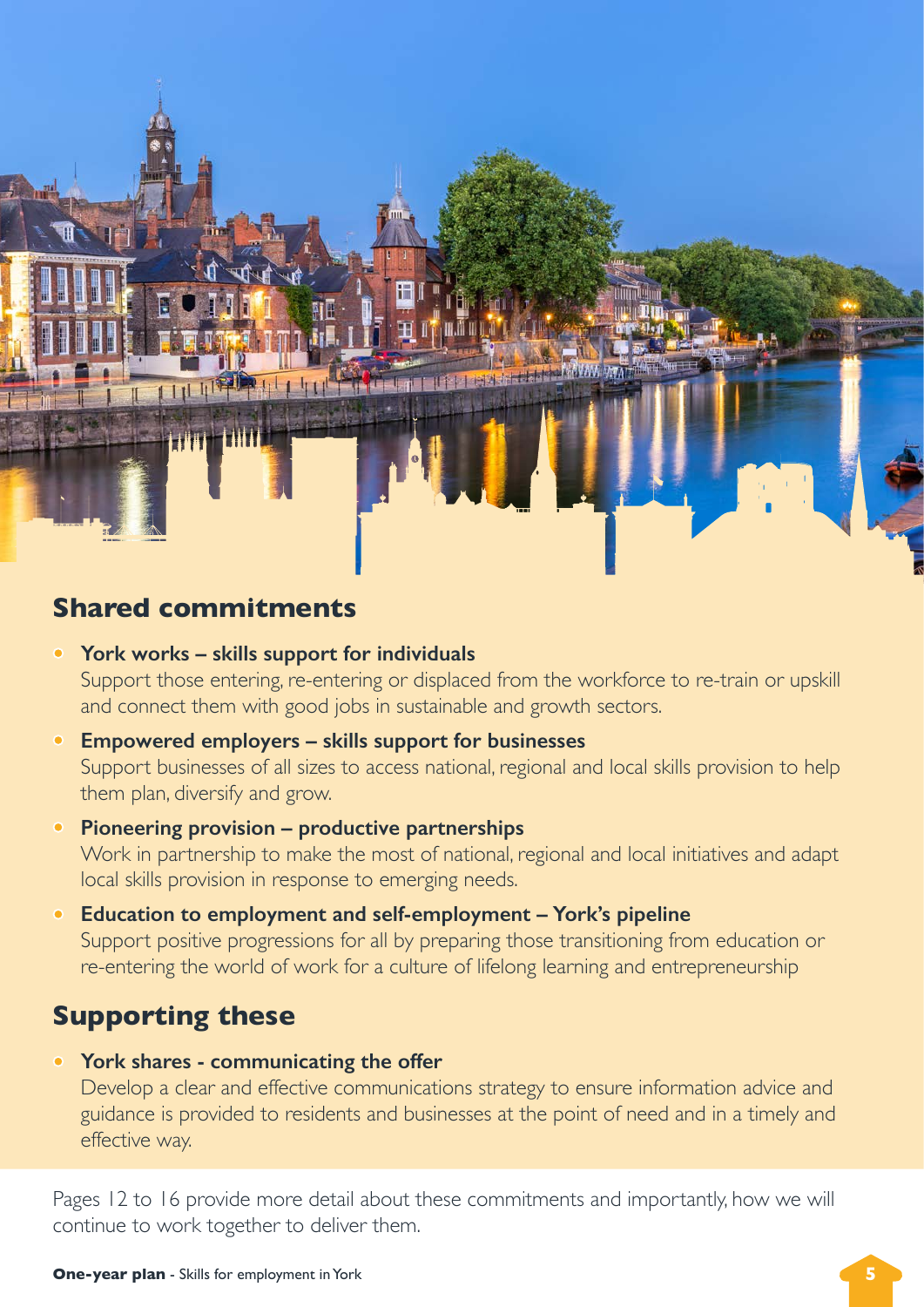## Shared commitments

- **York works – skills support for individuals**
  Support those entering, re-entering or displaced from the workforce to re-train or upskill and connect them with good jobs in sustainable and growth sectors.
- **Empowered employers – skills support for businesses**
  Support businesses of all sizes to access national, regional and local skills provision to help them plan, diversify and grow.
- **Pioneering provision – productive partnerships**
  Work in partnership to make the most of national, regional and local initiatives and adapt local skills provision in response to emerging needs.
- **Education to employment and self-employment – York's pipeline**
  Support positive progressions for all by preparing those transitioning from education or re-entering the world of work for a culture of lifelong learning and entrepreneurship

## Supporting these

- **York shares - communicating the offer**
  Develop a clear and effective communications strategy to ensure information advice and guidance is provided to residents and businesses at the point of need and in a timely and effective way.

Pages 12 to 16 provide more detail about these commitments and importantly, how we will continue to work together to deliver them.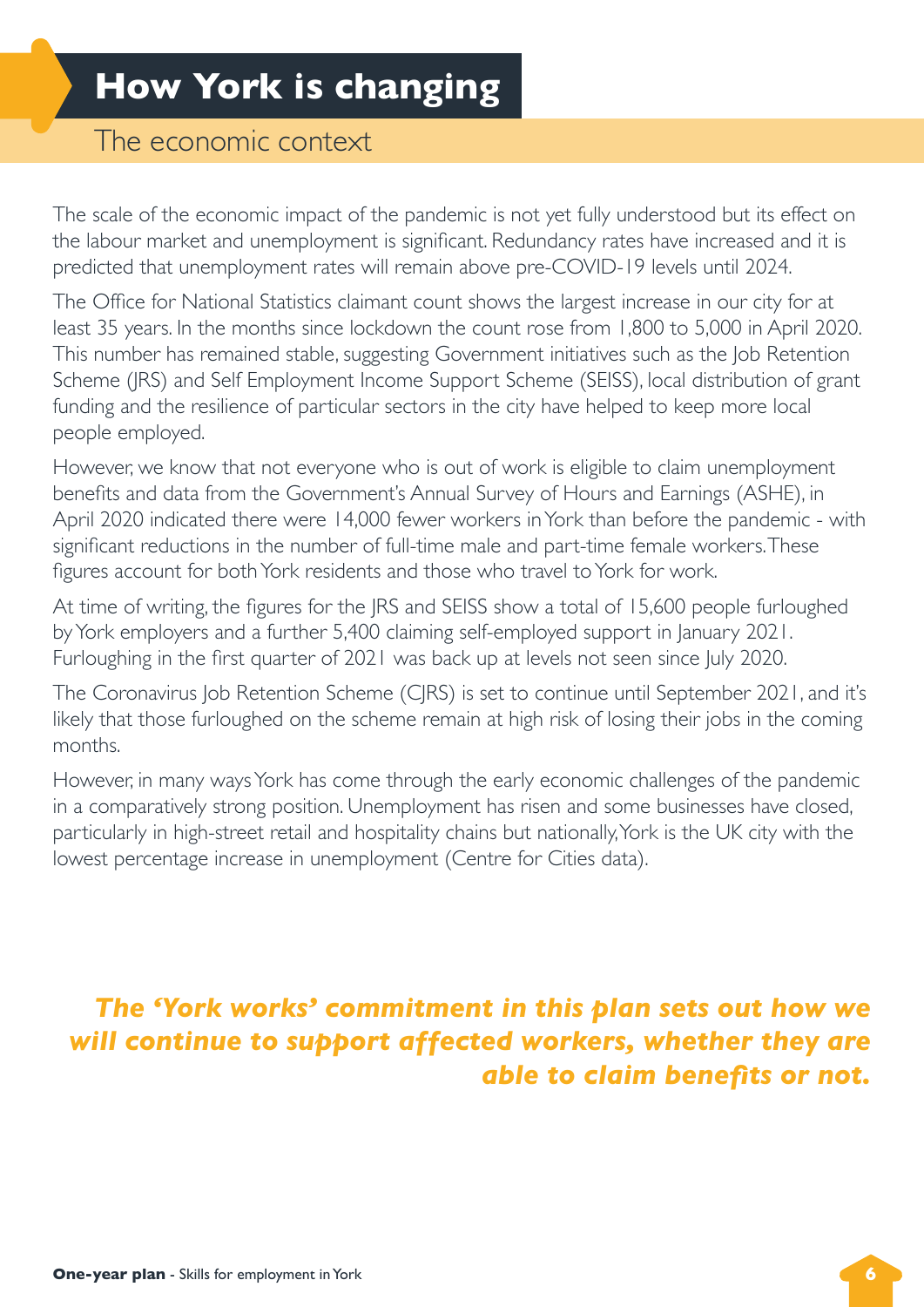# How York is changing

## The economic context

The scale of the economic impact of the pandemic is not yet fully understood but its effect on the labour market and unemployment is significant. Redundancy rates have increased and it is predicted that unemployment rates will remain above pre-COVID-19 levels until 2024.

The Office for National Statistics claimant count shows the largest increase in our city for at least 35 years. In the months since lockdown the count rose from 1,800 to 5,000 in April 2020. This number has remained stable, suggesting Government initiatives such as the Job Retention Scheme (JRS) and Self Employment Income Support Scheme (SEISS), local distribution of grant funding and the resilience of particular sectors in the city have helped to keep more local people employed.

However, we know that not everyone who is out of work is eligible to claim unemployment benefits and data from the Government's Annual Survey of Hours and Earnings (ASHE), in April 2020 indicated there were 14,000 fewer workers in York than before the pandemic - with significant reductions in the number of full-time male and part-time female workers. These figures account for both York residents and those who travel to York for work.

At time of writing, the figures for the JRS and SEISS show a total of 15,600 people furloughed by York employers and a further 5,400 claiming self-employed support in January 2021. Furloughing in the first quarter of 2021 was back up at levels not seen since July 2020.

The Coronavirus Job Retention Scheme (CJRS) is set to continue until September 2021, and it's likely that those furloughed on the scheme remain at high risk of losing their jobs in the coming months.

However, in many ways York has come through the early economic challenges of the pandemic in a comparatively strong position. Unemployment has risen and some businesses have closed, particularly in high-street retail and hospitality chains but nationally, York is the UK city with the lowest percentage increase in unemployment (Centre for Cities data).

***The 'York works' commitment in this plan sets out how we will continue to support affected workers, whether they are able to claim benefits or not.***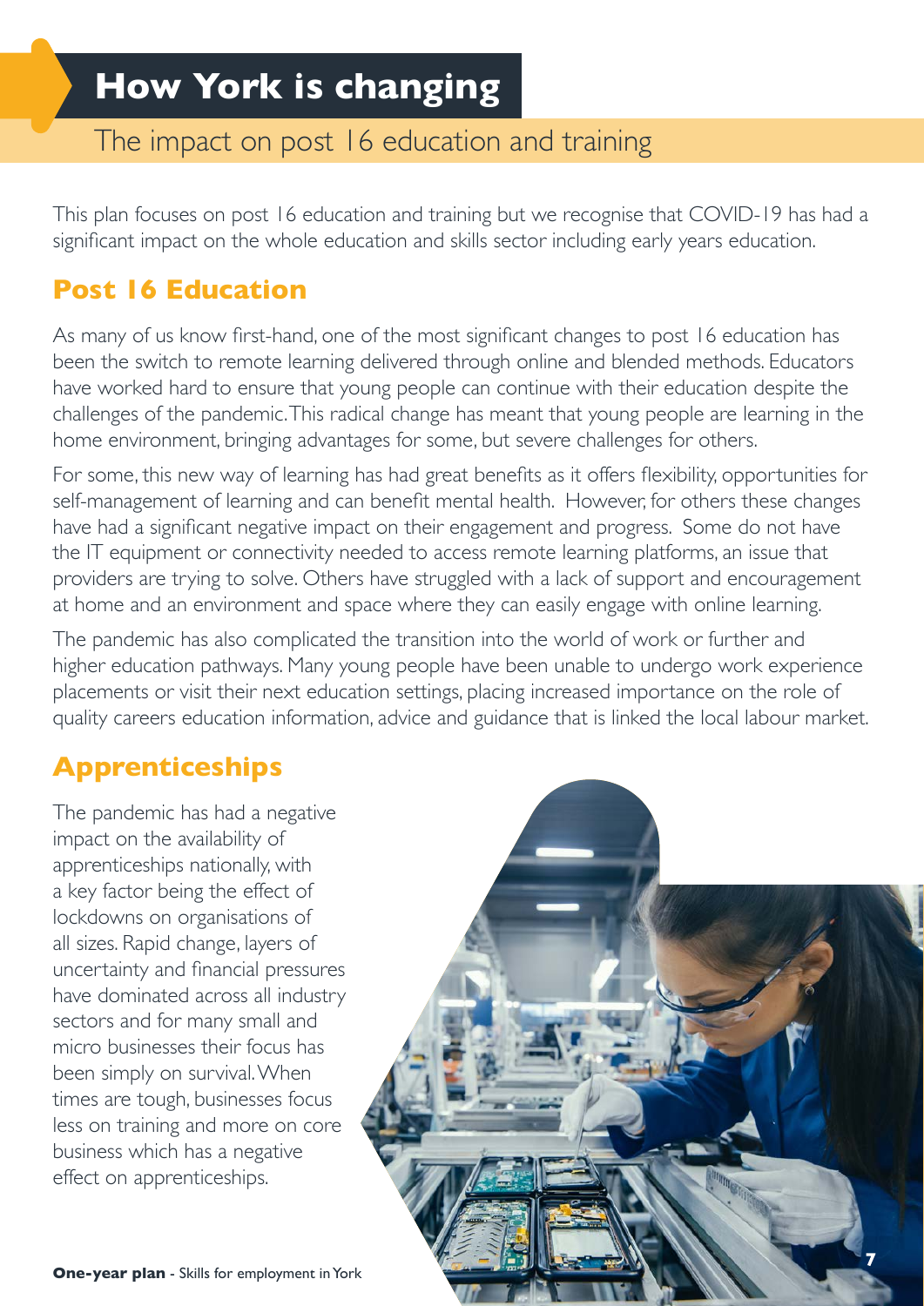# How York is changing

## The impact on post 16 education and training

This plan focuses on post 16 education and training but we recognise that COVID-19 has had a significant impact on the whole education and skills sector including early years education.

### Post 16 Education

As many of us know first-hand, one of the most significant changes to post 16 education has been the switch to remote learning delivered through online and blended methods. Educators have worked hard to ensure that young people can continue with their education despite the challenges of the pandemic. This radical change has meant that young people are learning in the home environment, bringing advantages for some, but severe challenges for others.

For some, this new way of learning has had great benefits as it offers flexibility, opportunities for self-management of learning and can benefit mental health. However, for others these changes have had a significant negative impact on their engagement and progress. Some do not have the IT equipment or connectivity needed to access remote learning platforms, an issue that providers are trying to solve. Others have struggled with a lack of support and encouragement at home and an environment and space where they can easily engage with online learning.

The pandemic has also complicated the transition into the world of work or further and higher education pathways. Many young people have been unable to undergo work experience placements or visit their next education settings, placing increased importance on the role of quality careers education information, advice and guidance that is linked the local labour market.

### Apprenticeships

The pandemic has had a negative impact on the availability of apprenticeships nationally, with a key factor being the effect of lockdowns on organisations of all sizes. Rapid change, layers of uncertainty and financial pressures have dominated across all industry sectors and for many small and micro businesses their focus has been simply on survival. When times are tough, businesses focus less on training and more on core business which has a negative effect on apprenticeships.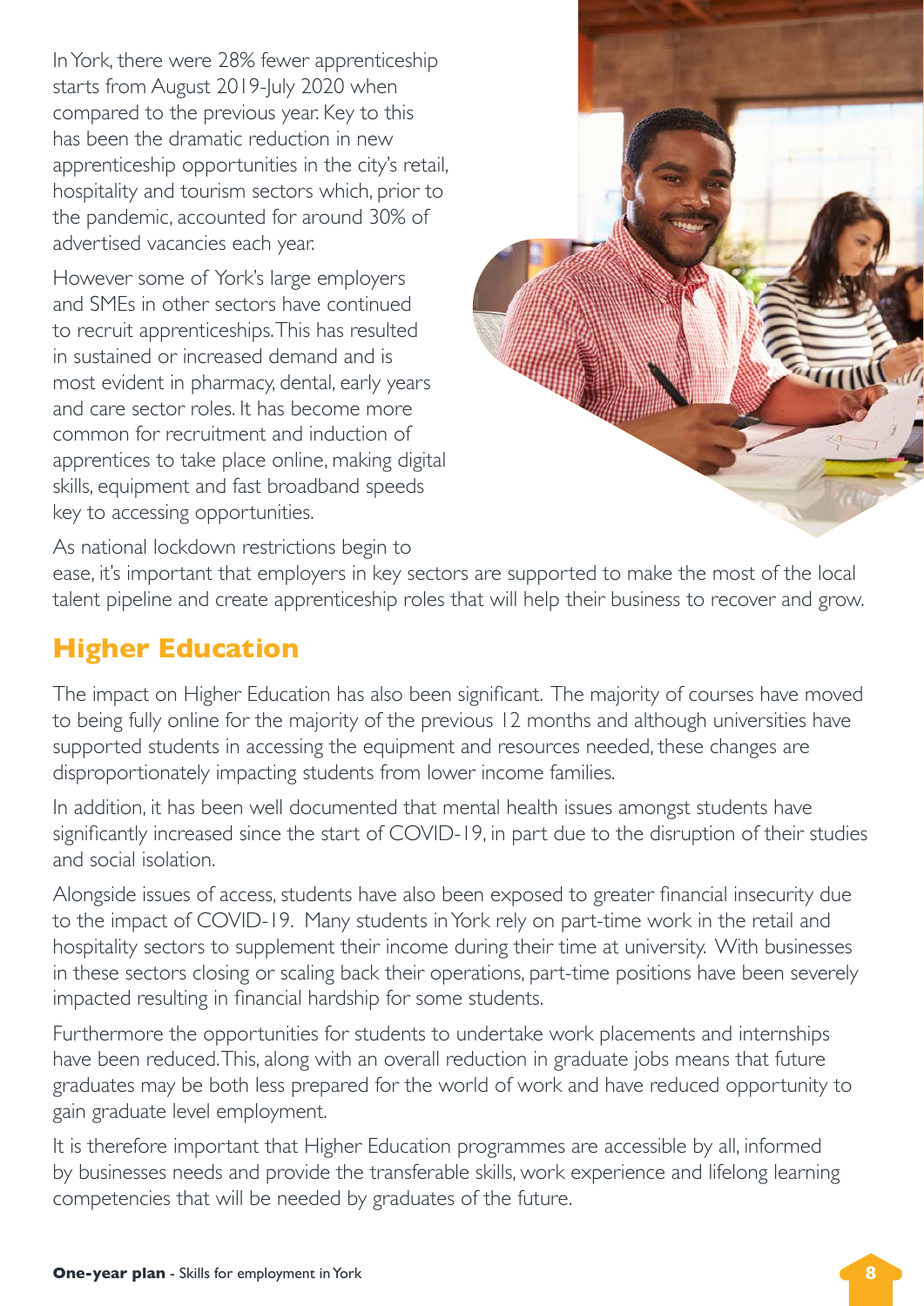In York, there were 28% fewer apprenticeship starts from August 2019-July 2020 when compared to the previous year. Key to this has been the dramatic reduction in new apprenticeship opportunities in the city's retail, hospitality and tourism sectors which, prior to the pandemic, accounted for around 30% of advertised vacancies each year.

However some of York's large employers and SMEs in other sectors have continued to recruit apprenticeships. This has resulted in sustained or increased demand and is most evident in pharmacy, dental, early years and care sector roles. It has become more common for recruitment and induction of apprentices to take place online, making digital skills, equipment and fast broadband speeds key to accessing opportunities.

As national lockdown restrictions begin to ease, it's important that employers in key sectors are supported to make the most of the local talent pipeline and create apprenticeship roles that will help their business to recover and grow.

## Higher Education

The impact on Higher Education has also been significant. The majority of courses have moved to being fully online for the majority of the previous 12 months and although universities have supported students in accessing the equipment and resources needed, these changes are disproportionately impacting students from lower income families.

In addition, it has been well documented that mental health issues amongst students have significantly increased since the start of COVID-19, in part due to the disruption of their studies and social isolation.

Alongside issues of access, students have also been exposed to greater financial insecurity due to the impact of COVID-19. Many students in York rely on part-time work in the retail and hospitality sectors to supplement their income during their time at university. With businesses in these sectors closing or scaling back their operations, part-time positions have been severely impacted resulting in financial hardship for some students.

Furthermore the opportunities for students to undertake work placements and internships have been reduced. This, along with an overall reduction in graduate jobs means that future graduates may be both less prepared for the world of work and have reduced opportunity to gain graduate level employment.

It is therefore important that Higher Education programmes are accessible by all, informed by businesses needs and provide the transferable skills, work experience and lifelong learning competencies that will be needed by graduates of the future.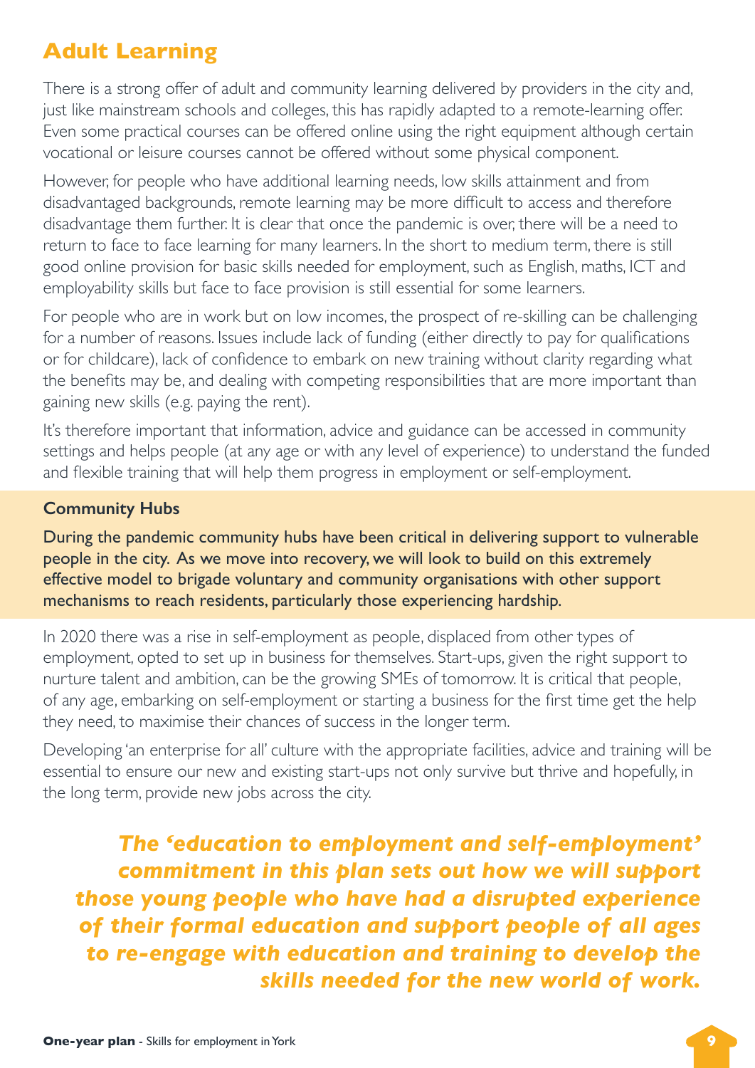## Adult Learning

There is a strong offer of adult and community learning delivered by providers in the city and, just like mainstream schools and colleges, this has rapidly adapted to a remote-learning offer. Even some practical courses can be offered online using the right equipment although certain vocational or leisure courses cannot be offered without some physical component.

However, for people who have additional learning needs, low skills attainment and from disadvantaged backgrounds, remote learning may be more difficult to access and therefore disadvantage them further. It is clear that once the pandemic is over, there will be a need to return to face to face learning for many learners. In the short to medium term, there is still good online provision for basic skills needed for employment, such as English, maths, ICT and employability skills but face to face provision is still essential for some learners.

For people who are in work but on low incomes, the prospect of re-skilling can be challenging for a number of reasons. Issues include lack of funding (either directly to pay for qualifications or for childcare), lack of confidence to embark on new training without clarity regarding what the benefits may be, and dealing with competing responsibilities that are more important than gaining new skills (e.g. paying the rent).

It's therefore important that information, advice and guidance can be accessed in community settings and helps people (at any age or with any level of experience) to understand the funded and flexible training that will help them progress in employment or self-employment.

**Community Hubs**

During the pandemic community hubs have been critical in delivering support to vulnerable people in the city. As we move into recovery, we will look to build on this extremely effective model to brigade voluntary and community organisations with other support mechanisms to reach residents, particularly those experiencing hardship.

In 2020 there was a rise in self-employment as people, displaced from other types of employment, opted to set up in business for themselves. Start-ups, given the right support to nurture talent and ambition, can be the growing SMEs of tomorrow. It is critical that people, of any age, embarking on self-employment or starting a business for the first time get the help they need, to maximise their chances of success in the longer term.

Developing 'an enterprise for all' culture with the appropriate facilities, advice and training will be essential to ensure our new and existing start-ups not only survive but thrive and hopefully, in the long term, provide new jobs across the city.

***The 'education to employment and self-employment' commitment in this plan sets out how we will support those young people who have had a disrupted experience of their formal education and support people of all ages to re-engage with education and training to develop the skills needed for the new world of work.***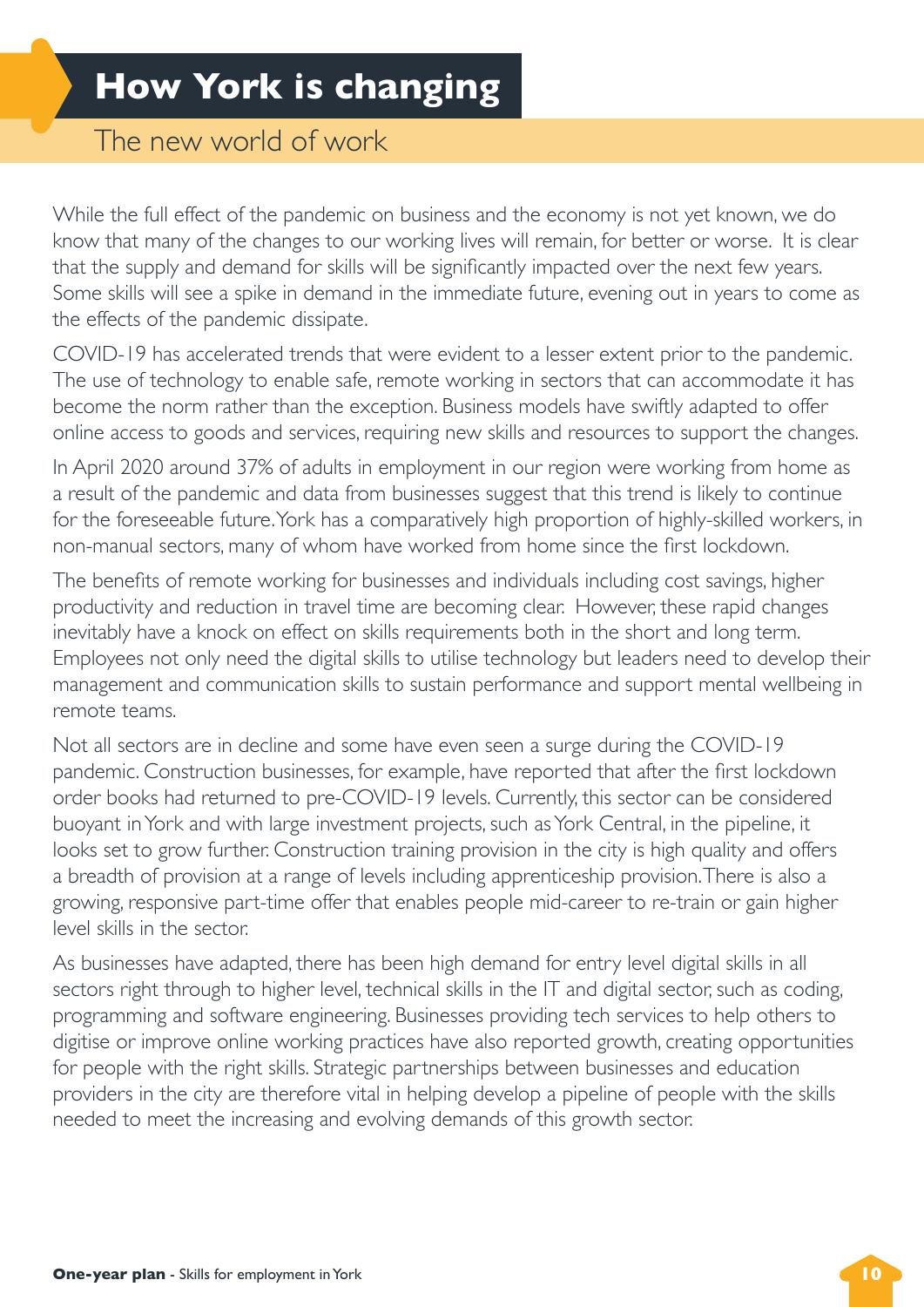# How York is changing

## The new world of work

While the full effect of the pandemic on business and the economy is not yet known, we do know that many of the changes to our working lives will remain, for better or worse. It is clear that the supply and demand for skills will be significantly impacted over the next few years. Some skills will see a spike in demand in the immediate future, evening out in years to come as the effects of the pandemic dissipate.

COVID-19 has accelerated trends that were evident to a lesser extent prior to the pandemic. The use of technology to enable safe, remote working in sectors that can accommodate it has become the norm rather than the exception. Business models have swiftly adapted to offer online access to goods and services, requiring new skills and resources to support the changes.

In April 2020 around 37% of adults in employment in our region were working from home as a result of the pandemic and data from businesses suggest that this trend is likely to continue for the foreseeable future. York has a comparatively high proportion of highly-skilled workers, in non-manual sectors, many of whom have worked from home since the first lockdown.

The benefits of remote working for businesses and individuals including cost savings, higher productivity and reduction in travel time are becoming clear. However, these rapid changes inevitably have a knock on effect on skills requirements both in the short and long term. Employees not only need the digital skills to utilise technology but leaders need to develop their management and communication skills to sustain performance and support mental wellbeing in remote teams.

Not all sectors are in decline and some have even seen a surge during the COVID-19 pandemic. Construction businesses, for example, have reported that after the first lockdown order books had returned to pre-COVID-19 levels. Currently, this sector can be considered buoyant in York and with large investment projects, such as York Central, in the pipeline, it looks set to grow further. Construction training provision in the city is high quality and offers a breadth of provision at a range of levels including apprenticeship provision. There is also a growing, responsive part-time offer that enables people mid-career to re-train or gain higher level skills in the sector.

As businesses have adapted, there has been high demand for entry level digital skills in all sectors right through to higher level, technical skills in the IT and digital sector, such as coding, programming and software engineering. Businesses providing tech services to help others to digitise or improve online working practices have also reported growth, creating opportunities for people with the right skills. Strategic partnerships between businesses and education providers in the city are therefore vital in helping develop a pipeline of people with the skills needed to meet the increasing and evolving demands of this growth sector.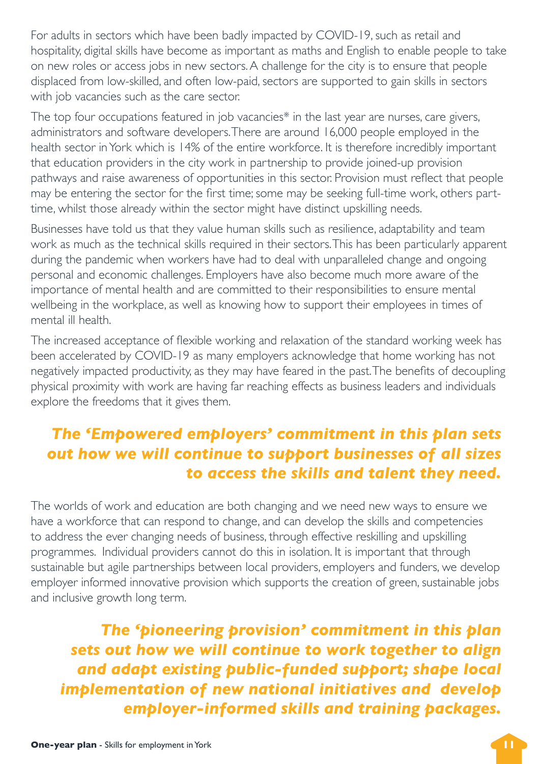For adults in sectors which have been badly impacted by COVID-19, such as retail and hospitality, digital skills have become as important as maths and English to enable people to take on new roles or access jobs in new sectors. A challenge for the city is to ensure that people displaced from low-skilled, and often low-paid, sectors are supported to gain skills in sectors with job vacancies such as the care sector.

The top four occupations featured in job vacancies* in the last year are nurses, care givers, administrators and software developers. There are around 16,000 people employed in the health sector in York which is 14% of the entire workforce. It is therefore incredibly important that education providers in the city work in partnership to provide joined-up provision pathways and raise awareness of opportunities in this sector. Provision must reflect that people may be entering the sector for the first time; some may be seeking full-time work, others part-time, whilst those already within the sector might have distinct upskilling needs.

Businesses have told us that they value human skills such as resilience, adaptability and team work as much as the technical skills required in their sectors. This has been particularly apparent during the pandemic when workers have had to deal with unparalleled change and ongoing personal and economic challenges. Employers have also become much more aware of the importance of mental health and are committed to their responsibilities to ensure mental wellbeing in the workplace, as well as knowing how to support their employees in times of mental ill health.

The increased acceptance of flexible working and relaxation of the standard working week has been accelerated by COVID-19 as many employers acknowledge that home working has not negatively impacted productivity, as they may have feared in the past. The benefits of decoupling physical proximity with work are having far reaching effects as business leaders and individuals explore the freedoms that it gives them.

***The 'Empowered employers' commitment in this plan sets out how we will continue to support businesses of all sizes to access the skills and talent they need.***

The worlds of work and education are both changing and we need new ways to ensure we have a workforce that can respond to change, and can develop the skills and competencies to address the ever changing needs of business, through effective reskilling and upskilling programmes. Individual providers cannot do this in isolation. It is important that through sustainable but agile partnerships between local providers, employers and funders, we develop employer informed innovative provision which supports the creation of green, sustainable jobs and inclusive growth long term.

***The 'pioneering provision' commitment in this plan sets out how we will continue to work together to align and adapt existing public-funded support; shape local implementation of new national initiatives and develop employer-informed skills and training packages.***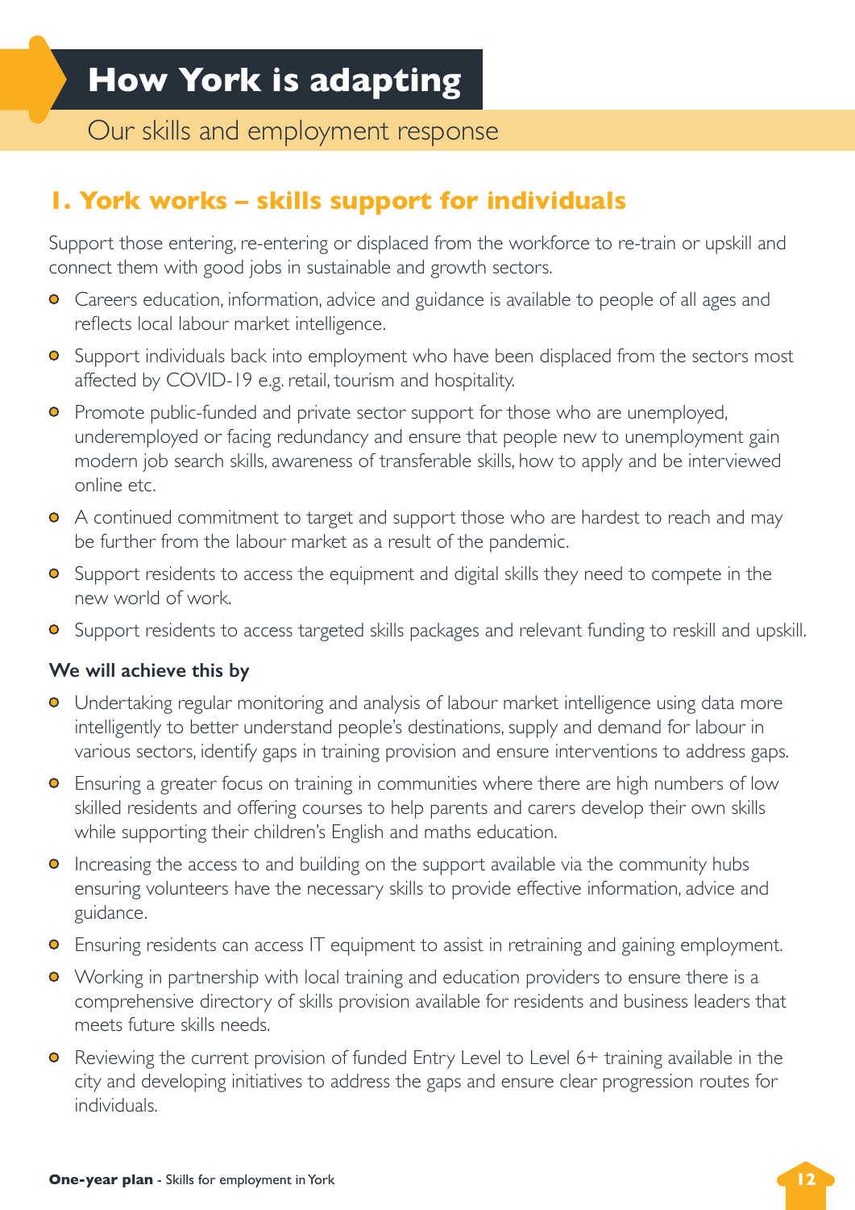# How York is adapting

## Our skills and employment response

### 1. York works – skills support for individuals

Support those entering, re-entering or displaced from the workforce to re-train or upskill and connect them with good jobs in sustainable and growth sectors.

- Careers education, information, advice and guidance is available to people of all ages and reflects local labour market intelligence.
- Support individuals back into employment who have been displaced from the sectors most affected by COVID-19 e.g. retail, tourism and hospitality.
- Promote public-funded and private sector support for those who are unemployed, underemployed or facing redundancy and ensure that people new to unemployment gain modern job search skills, awareness of transferable skills, how to apply and be interviewed online etc.
- A continued commitment to target and support those who are hardest to reach and may be further from the labour market as a result of the pandemic.
- Support residents to access the equipment and digital skills they need to compete in the new world of work.
- Support residents to access targeted skills packages and relevant funding to reskill and upskill.

**We will achieve this by**

- Undertaking regular monitoring and analysis of labour market intelligence using data more intelligently to better understand people's destinations, supply and demand for labour in various sectors, identify gaps in training provision and ensure interventions to address gaps.
- Ensuring a greater focus on training in communities where there are high numbers of low skilled residents and offering courses to help parents and carers develop their own skills while supporting their children's English and maths education.
- Increasing the access to and building on the support available via the community hubs ensuring volunteers have the necessary skills to provide effective information, advice and guidance.
- Ensuring residents can access IT equipment to assist in retraining and gaining employment.
- Working in partnership with local training and education providers to ensure there is a comprehensive directory of skills provision available for residents and business leaders that meets future skills needs.
- Reviewing the current provision of funded Entry Level to Level 6+ training available in the city and developing initiatives to address the gaps and ensure clear progression routes for individuals.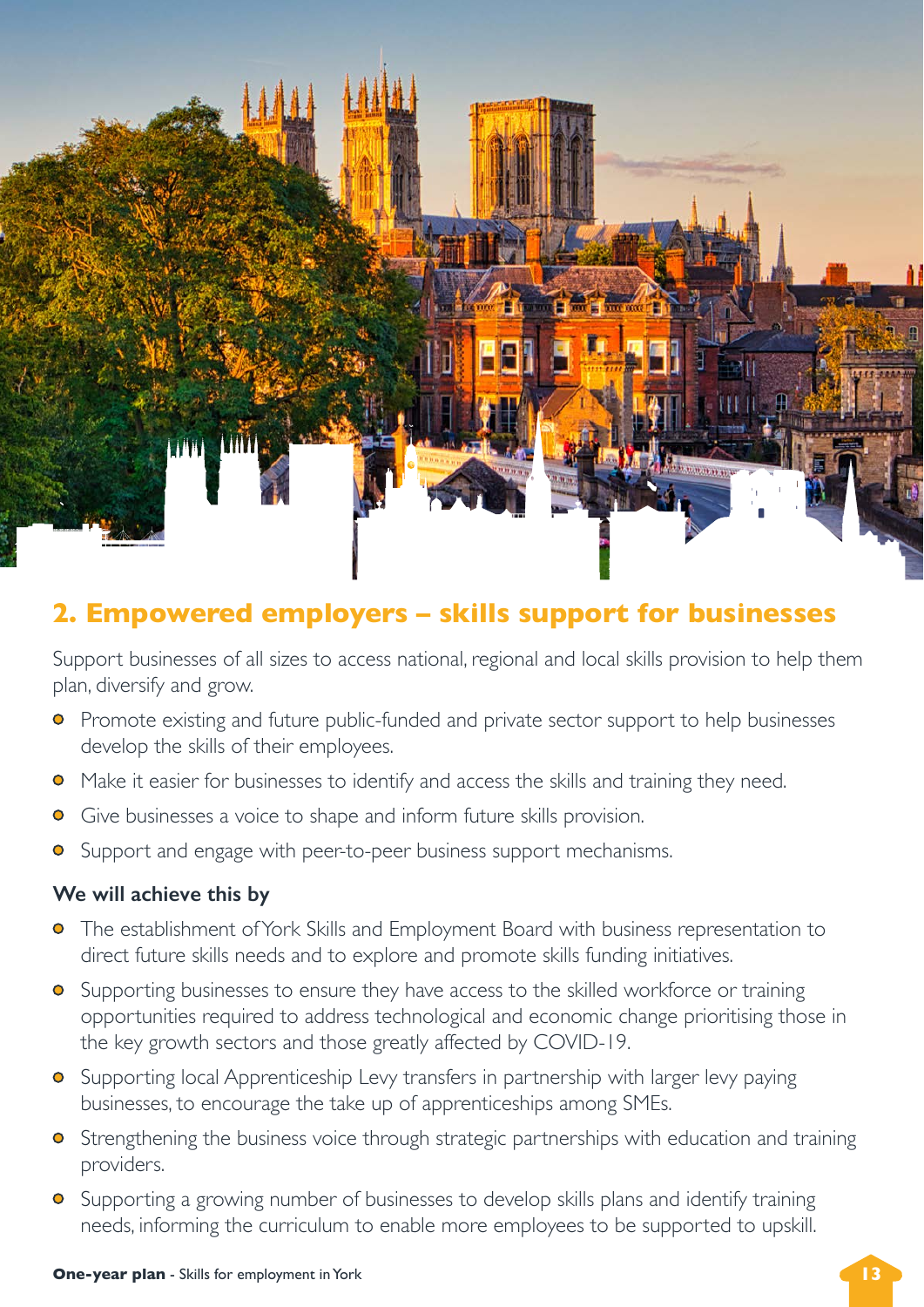## 2. Empowered employers – skills support for businesses

Support businesses of all sizes to access national, regional and local skills provision to help them plan, diversify and grow.

- Promote existing and future public-funded and private sector support to help businesses develop the skills of their employees.
- Make it easier for businesses to identify and access the skills and training they need.
- Give businesses a voice to shape and inform future skills provision.
- Support and engage with peer-to-peer business support mechanisms.

**We will achieve this by**

- The establishment of York Skills and Employment Board with business representation to direct future skills needs and to explore and promote skills funding initiatives.
- Supporting businesses to ensure they have access to the skilled workforce or training opportunities required to address technological and economic change prioritising those in the key growth sectors and those greatly affected by COVID-19.
- Supporting local Apprenticeship Levy transfers in partnership with larger levy paying businesses, to encourage the take up of apprenticeships among SMEs.
- Strengthening the business voice through strategic partnerships with education and training providers.
- Supporting a growing number of businesses to develop skills plans and identify training needs, informing the curriculum to enable more employees to be supported to upskill.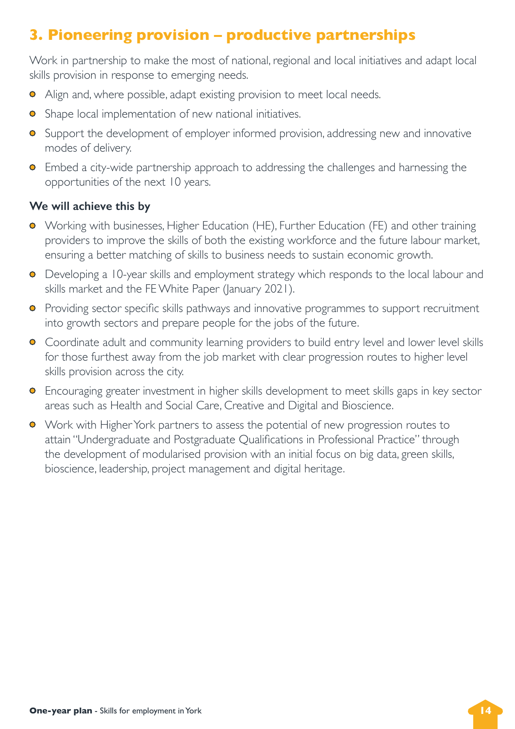## 3. Pioneering provision – productive partnerships

Work in partnership to make the most of national, regional and local initiatives and adapt local skills provision in response to emerging needs.

- Align and, where possible, adapt existing provision to meet local needs.
- Shape local implementation of new national initiatives.
- Support the development of employer informed provision, addressing new and innovative modes of delivery.
- Embed a city-wide partnership approach to addressing the challenges and harnessing the opportunities of the next 10 years.

**We will achieve this by**

- Working with businesses, Higher Education (HE), Further Education (FE) and other training providers to improve the skills of both the existing workforce and the future labour market, ensuring a better matching of skills to business needs to sustain economic growth.
- Developing a 10-year skills and employment strategy which responds to the local labour and skills market and the FE White Paper (January 2021).
- Providing sector specific skills pathways and innovative programmes to support recruitment into growth sectors and prepare people for the jobs of the future.
- Coordinate adult and community learning providers to build entry level and lower level skills for those furthest away from the job market with clear progression routes to higher level skills provision across the city.
- Encouraging greater investment in higher skills development to meet skills gaps in key sector areas such as Health and Social Care, Creative and Digital and Bioscience.
- Work with Higher York partners to assess the potential of new progression routes to attain "Undergraduate and Postgraduate Qualifications in Professional Practice" through the development of modularised provision with an initial focus on big data, green skills, bioscience, leadership, project management and digital heritage.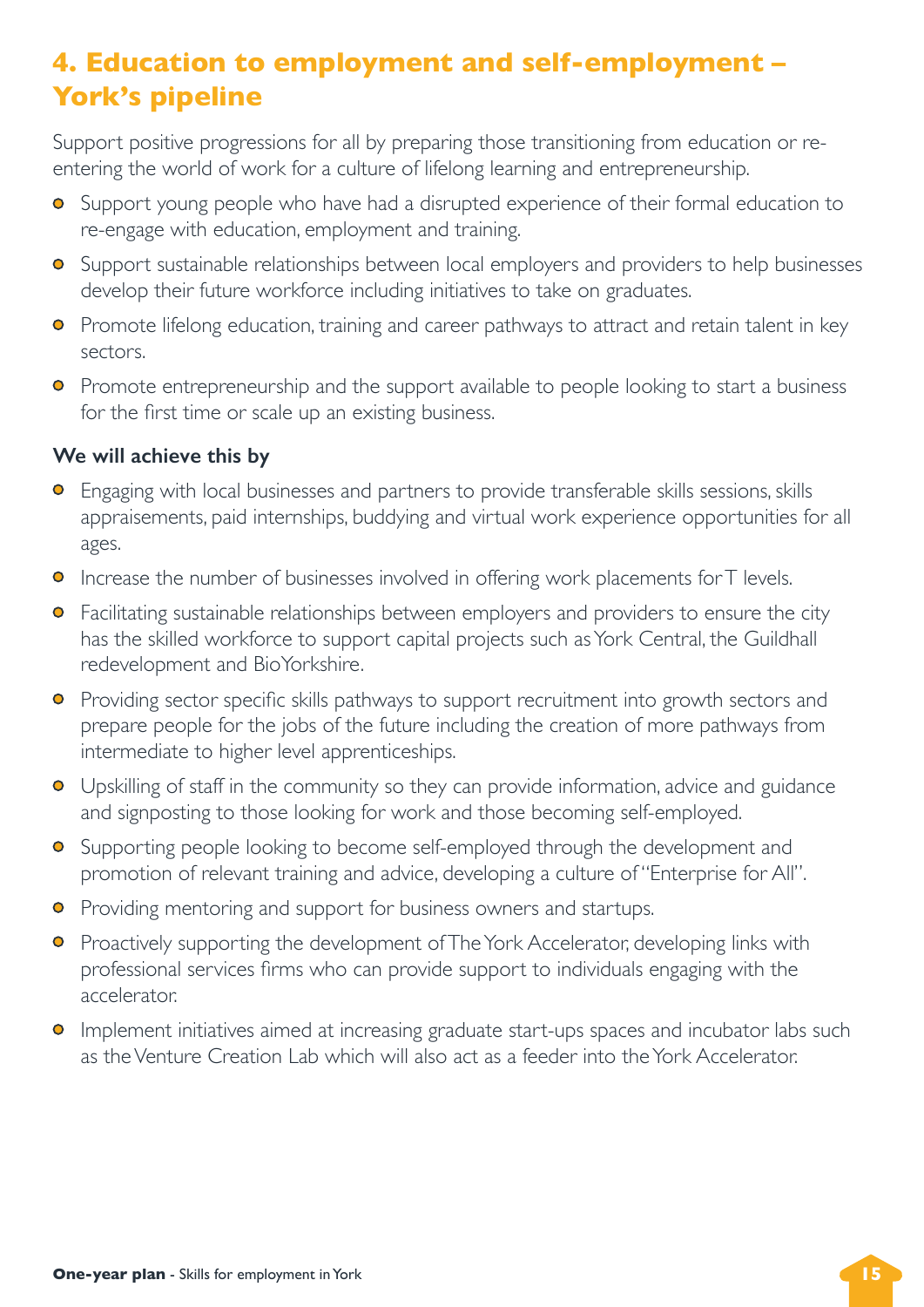## 4. Education to employment and self-employment – York's pipeline

Support positive progressions for all by preparing those transitioning from education or re-entering the world of work for a culture of lifelong learning and entrepreneurship.

- Support young people who have had a disrupted experience of their formal education to re-engage with education, employment and training.
- Support sustainable relationships between local employers and providers to help businesses develop their future workforce including initiatives to take on graduates.
- Promote lifelong education, training and career pathways to attract and retain talent in key sectors.
- Promote entrepreneurship and the support available to people looking to start a business for the first time or scale up an existing business.

**We will achieve this by**

- Engaging with local businesses and partners to provide transferable skills sessions, skills appraisements, paid internships, buddying and virtual work experience opportunities for all ages.
- Increase the number of businesses involved in offering work placements for T levels.
- Facilitating sustainable relationships between employers and providers to ensure the city has the skilled workforce to support capital projects such as York Central, the Guildhall redevelopment and BioYorkshire.
- Providing sector specific skills pathways to support recruitment into growth sectors and prepare people for the jobs of the future including the creation of more pathways from intermediate to higher level apprenticeships.
- Upskilling of staff in the community so they can provide information, advice and guidance and signposting to those looking for work and those becoming self-employed.
- Supporting people looking to become self-employed through the development and promotion of relevant training and advice, developing a culture of "Enterprise for All".
- Providing mentoring and support for business owners and startups.
- Proactively supporting the development of The York Accelerator, developing links with professional services firms who can provide support to individuals engaging with the accelerator.
- Implement initiatives aimed at increasing graduate start-ups spaces and incubator labs such as the Venture Creation Lab which will also act as a feeder into the York Accelerator.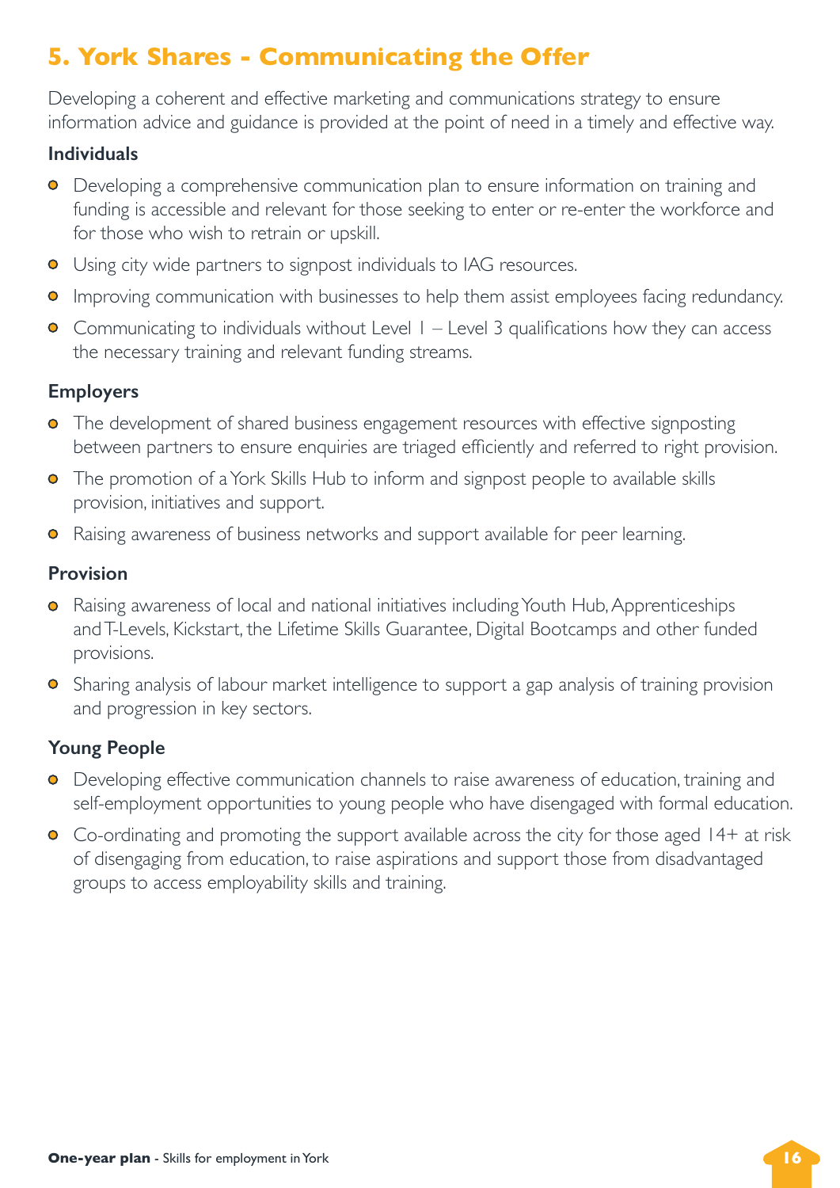## 5. York Shares - Communicating the Offer

Developing a coherent and effective marketing and communications strategy to ensure information advice and guidance is provided at the point of need in a timely and effective way.

### Individuals

- Developing a comprehensive communication plan to ensure information on training and funding is accessible and relevant for those seeking to enter or re-enter the workforce and for those who wish to retrain or upskill.
- Using city wide partners to signpost individuals to IAG resources.
- Improving communication with businesses to help them assist employees facing redundancy.
- Communicating to individuals without Level 1 – Level 3 qualifications how they can access the necessary training and relevant funding streams.

### Employers

- The development of shared business engagement resources with effective signposting between partners to ensure enquiries are triaged efficiently and referred to right provision.
- The promotion of a York Skills Hub to inform and signpost people to available skills provision, initiatives and support.
- Raising awareness of business networks and support available for peer learning.

### Provision

- Raising awareness of local and national initiatives including Youth Hub, Apprenticeships and T-Levels, Kickstart, the Lifetime Skills Guarantee, Digital Bootcamps and other funded provisions.
- Sharing analysis of labour market intelligence to support a gap analysis of training provision and progression in key sectors.

### Young People

- Developing effective communication channels to raise awareness of education, training and self-employment opportunities to young people who have disengaged with formal education.
- Co-ordinating and promoting the support available across the city for those aged 14+ at risk of disengaging from education, to raise aspirations and support those from disadvantaged groups to access employability skills and training.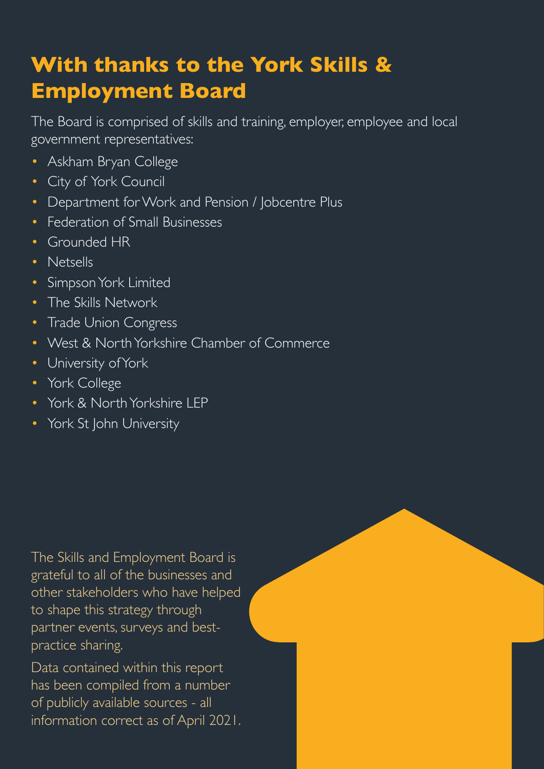# With thanks to the York Skills & Employment Board

The Board is comprised of skills and training, employer, employee and local government representatives:

- Askham Bryan College
- City of York Council
- Department for Work and Pension / Jobcentre Plus
- Federation of Small Businesses
- Grounded HR
- Netsells
- Simpson York Limited
- The Skills Network
- Trade Union Congress
- West & North Yorkshire Chamber of Commerce
- University of York
- York College
- York & North Yorkshire LEP
- York St John University

The Skills and Employment Board is grateful to all of the businesses and other stakeholders who have helped to shape this strategy through partner events, surveys and best-practice sharing.

Data contained within this report has been compiled from a number of publicly available sources - all information correct as of April 2021.